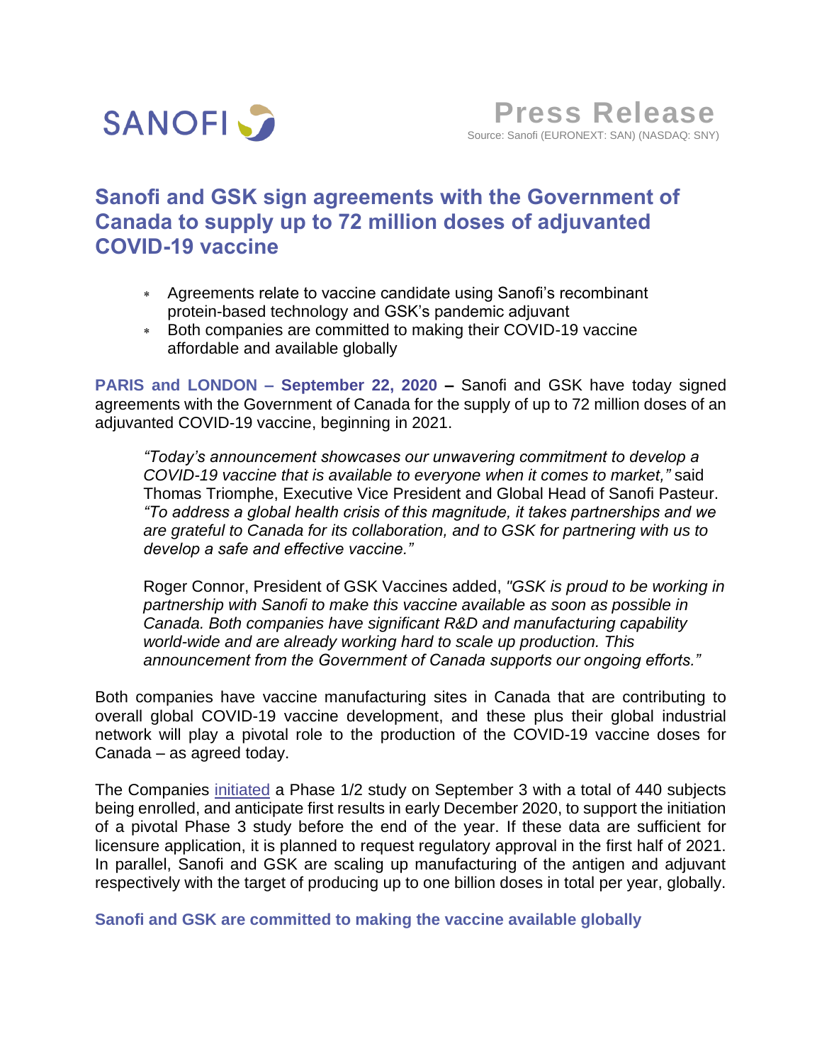SANOFI

# Press Release

Source: Sanofi (EURONEXT: SAN) (NASDAQ: SNY)

## Sanofi and GSK sign agreements with the Government of Canada to supply up to 72 million doses of adjuvanted COVID-19 vaccine

- Agreements relate to vaccine candidate using Sanofi's recombinant protein-based technology and GSK's pandemic adjuvant
- Both companies are committed to making their COVID-19 vaccine affordable and available globally

**PARIS and LONDON – September 22, 2020 –** Sanofi and GSK have today signed agreements with the Government of Canada for the supply of up to 72 million doses of an adjuvanted COVID-19 vaccine, beginning in 2021.

> *"Today's announcement showcases our unwavering commitment to develop a COVID-19 vaccine that is available to everyone when it comes to market,"* said Thomas Triomphe, Executive Vice President and Global Head of Sanofi Pasteur. *"To address a global health crisis of this magnitude, it takes partnerships and we are grateful to Canada for its collaboration, and to GSK for partnering with us to develop a safe and effective vaccine."*
>
> Roger Connor, President of GSK Vaccines added, *"GSK is proud to be working in partnership with Sanofi to make this vaccine available as soon as possible in Canada. Both companies have significant R&D and manufacturing capability world-wide and are already working hard to scale up production. This announcement from the Government of Canada supports our ongoing efforts."*

Both companies have vaccine manufacturing sites in Canada that are contributing to overall global COVID-19 vaccine development, and these plus their global industrial network will play a pivotal role to the production of the COVID-19 vaccine doses for Canada – as agreed today.

The Companies initiated a Phase 1/2 study on September 3 with a total of 440 subjects being enrolled, and anticipate first results in early December 2020, to support the initiation of a pivotal Phase 3 study before the end of the year. If these data are sufficient for licensure application, it is planned to request regulatory approval in the first half of 2021. In parallel, Sanofi and GSK are scaling up manufacturing of the antigen and adjuvant respectively with the target of producing up to one billion doses in total per year, globally.

### Sanofi and GSK are committed to making the vaccine available globally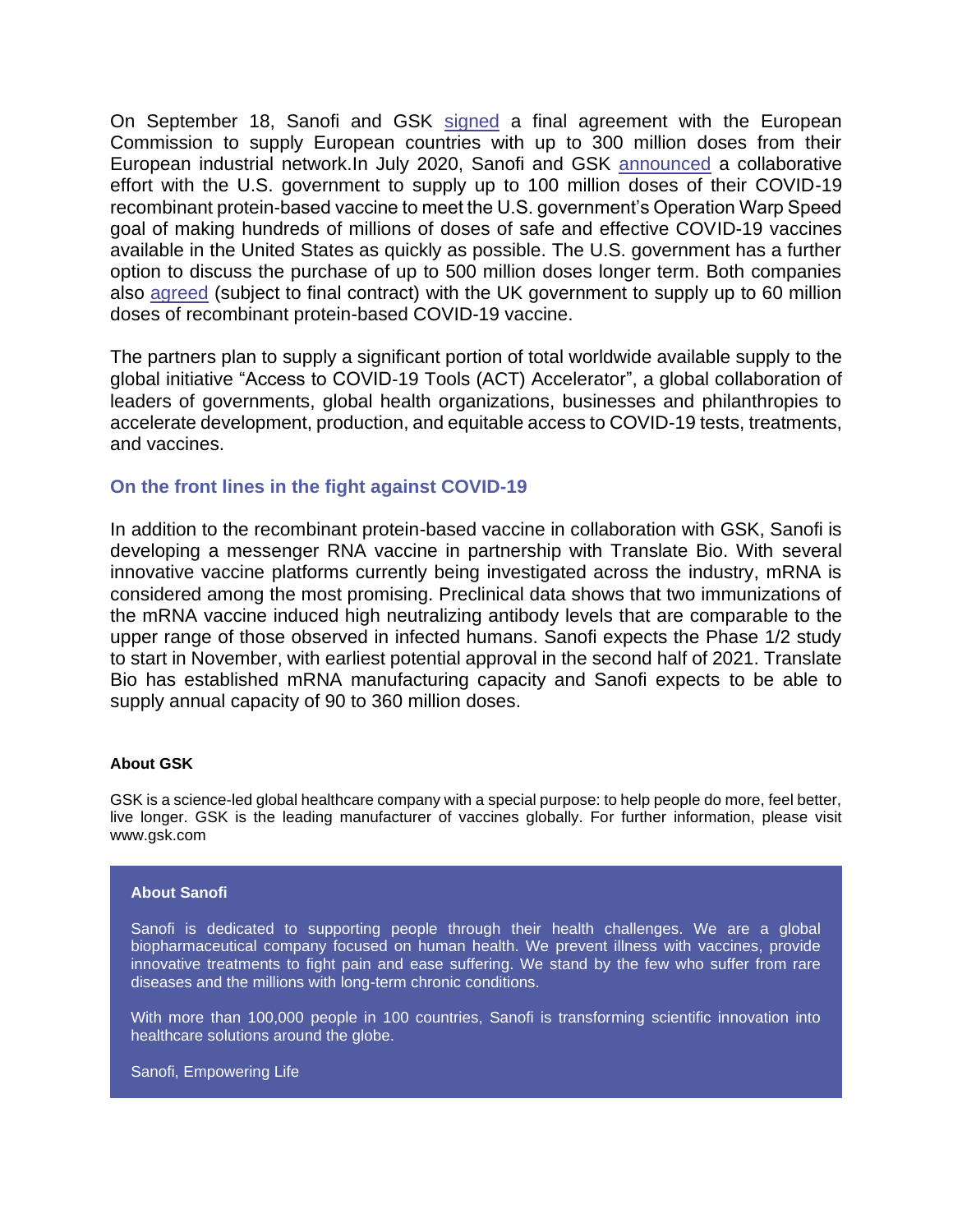On September 18, Sanofi and GSK signed a final agreement with the European Commission to supply European countries with up to 300 million doses from their European industrial network.In July 2020, Sanofi and GSK announced a collaborative effort with the U.S. government to supply up to 100 million doses of their COVID-19 recombinant protein-based vaccine to meet the U.S. government's Operation Warp Speed goal of making hundreds of millions of doses of safe and effective COVID-19 vaccines available in the United States as quickly as possible. The U.S. government has a further option to discuss the purchase of up to 500 million doses longer term. Both companies also agreed (subject to final contract) with the UK government to supply up to 60 million doses of recombinant protein-based COVID-19 vaccine.

The partners plan to supply a significant portion of total worldwide available supply to the global initiative "Access to COVID-19 Tools (ACT) Accelerator", a global collaboration of leaders of governments, global health organizations, businesses and philanthropies to accelerate development, production, and equitable access to COVID-19 tests, treatments, and vaccines.

## On the front lines in the fight against COVID-19

In addition to the recombinant protein-based vaccine in collaboration with GSK, Sanofi is developing a messenger RNA vaccine in partnership with Translate Bio. With several innovative vaccine platforms currently being investigated across the industry, mRNA is considered among the most promising. Preclinical data shows that two immunizations of the mRNA vaccine induced high neutralizing antibody levels that are comparable to the upper range of those observed in infected humans. Sanofi expects the Phase 1/2 study to start in November, with earliest potential approval in the second half of 2021. Translate Bio has established mRNA manufacturing capacity and Sanofi expects to be able to supply annual capacity of 90 to 360 million doses.

**About GSK**

GSK is a science-led global healthcare company with a special purpose: to help people do more, feel better, live longer. GSK is the leading manufacturer of vaccines globally. For further information, please visit www.gsk.com

**About Sanofi**

Sanofi is dedicated to supporting people through their health challenges. We are a global biopharmaceutical company focused on human health. We prevent illness with vaccines, provide innovative treatments to fight pain and ease suffering. We stand by the few who suffer from rare diseases and the millions with long-term chronic conditions.

With more than 100,000 people in 100 countries, Sanofi is transforming scientific innovation into healthcare solutions around the globe.

Sanofi, Empowering Life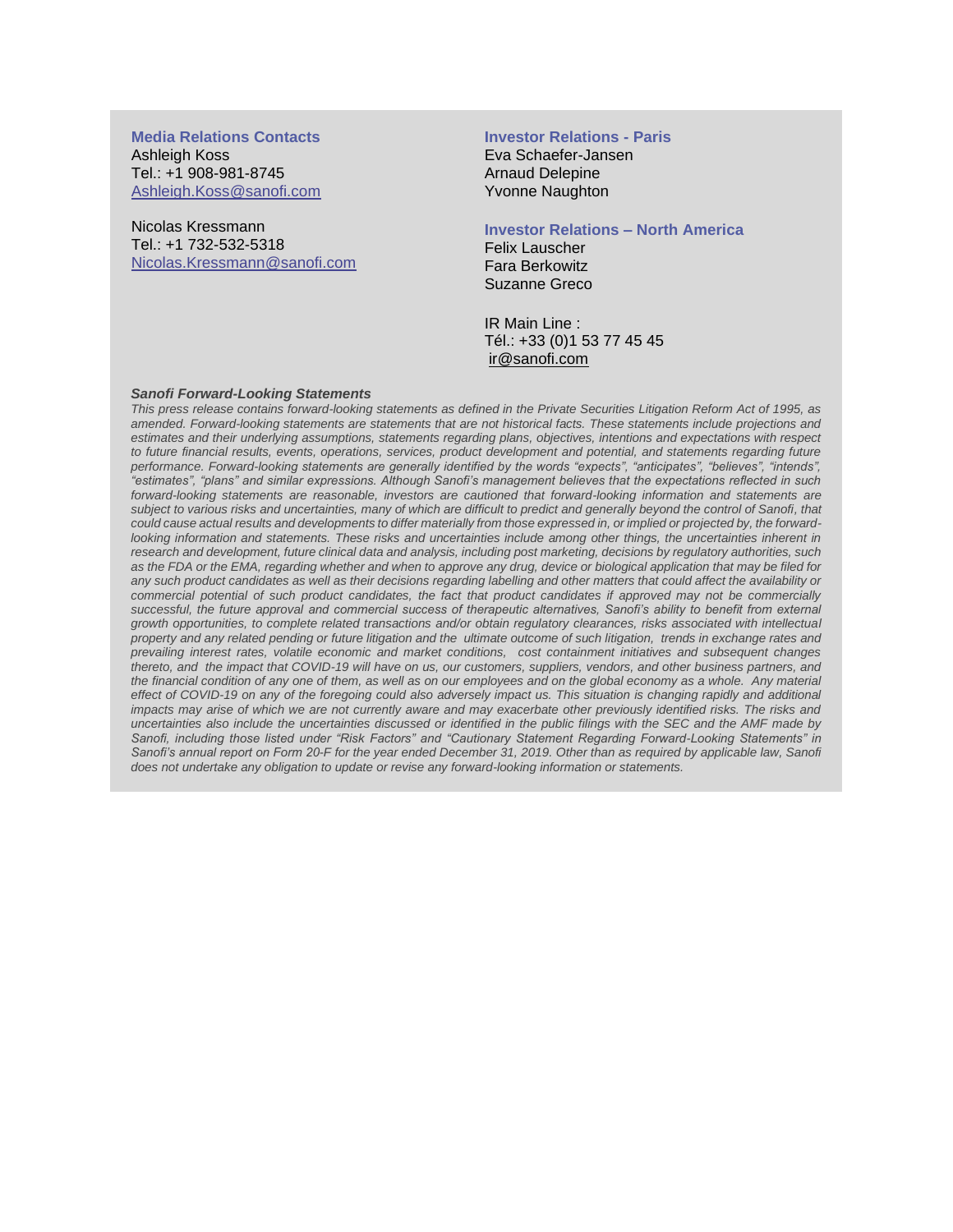**Media Relations Contacts**
Ashleigh Koss
Tel.: +1 908-981-8745
Ashleigh.Koss@sanofi.com

Nicolas Kressmann
Tel.: +1 732-532-5318
Nicolas.Kressmann@sanofi.com

**Investor Relations - Paris**
Eva Schaefer-Jansen
Arnaud Delepine
Yvonne Naughton

**Investor Relations – North America**
Felix Lauscher
Fara Berkowitz
Suzanne Greco

IR Main Line :
Tél.: +33 (0)1 53 77 45 45
ir@sanofi.com

***Sanofi Forward-Looking Statements***

*This press release contains forward-looking statements as defined in the Private Securities Litigation Reform Act of 1995, as amended. Forward-looking statements are statements that are not historical facts. These statements include projections and estimates and their underlying assumptions, statements regarding plans, objectives, intentions and expectations with respect to future financial results, events, operations, services, product development and potential, and statements regarding future performance. Forward-looking statements are generally identified by the words "expects", "anticipates", "believes", "intends", "estimates", "plans" and similar expressions. Although Sanofi's management believes that the expectations reflected in such forward-looking statements are reasonable, investors are cautioned that forward-looking information and statements are subject to various risks and uncertainties, many of which are difficult to predict and generally beyond the control of Sanofi, that could cause actual results and developments to differ materially from those expressed in, or implied or projected by, the forward-looking information and statements. These risks and uncertainties include among other things, the uncertainties inherent in research and development, future clinical data and analysis, including post marketing, decisions by regulatory authorities, such as the FDA or the EMA, regarding whether and when to approve any drug, device or biological application that may be filed for any such product candidates as well as their decisions regarding labelling and other matters that could affect the availability or commercial potential of such product candidates, the fact that product candidates if approved may not be commercially successful, the future approval and commercial success of therapeutic alternatives, Sanofi's ability to benefit from external growth opportunities, to complete related transactions and/or obtain regulatory clearances, risks associated with intellectual property and any related pending or future litigation and the ultimate outcome of such litigation, trends in exchange rates and prevailing interest rates, volatile economic and market conditions, cost containment initiatives and subsequent changes thereto, and the impact that COVID-19 will have on us, our customers, suppliers, vendors, and other business partners, and the financial condition of any one of them, as well as on our employees and on the global economy as a whole. Any material effect of COVID-19 on any of the foregoing could also adversely impact us. This situation is changing rapidly and additional impacts may arise of which we are not currently aware and may exacerbate other previously identified risks. The risks and uncertainties also include the uncertainties discussed or identified in the public filings with the SEC and the AMF made by Sanofi, including those listed under "Risk Factors" and "Cautionary Statement Regarding Forward-Looking Statements" in Sanofi's annual report on Form 20-F for the year ended December 31, 2019. Other than as required by applicable law, Sanofi does not undertake any obligation to update or revise any forward-looking information or statements.*